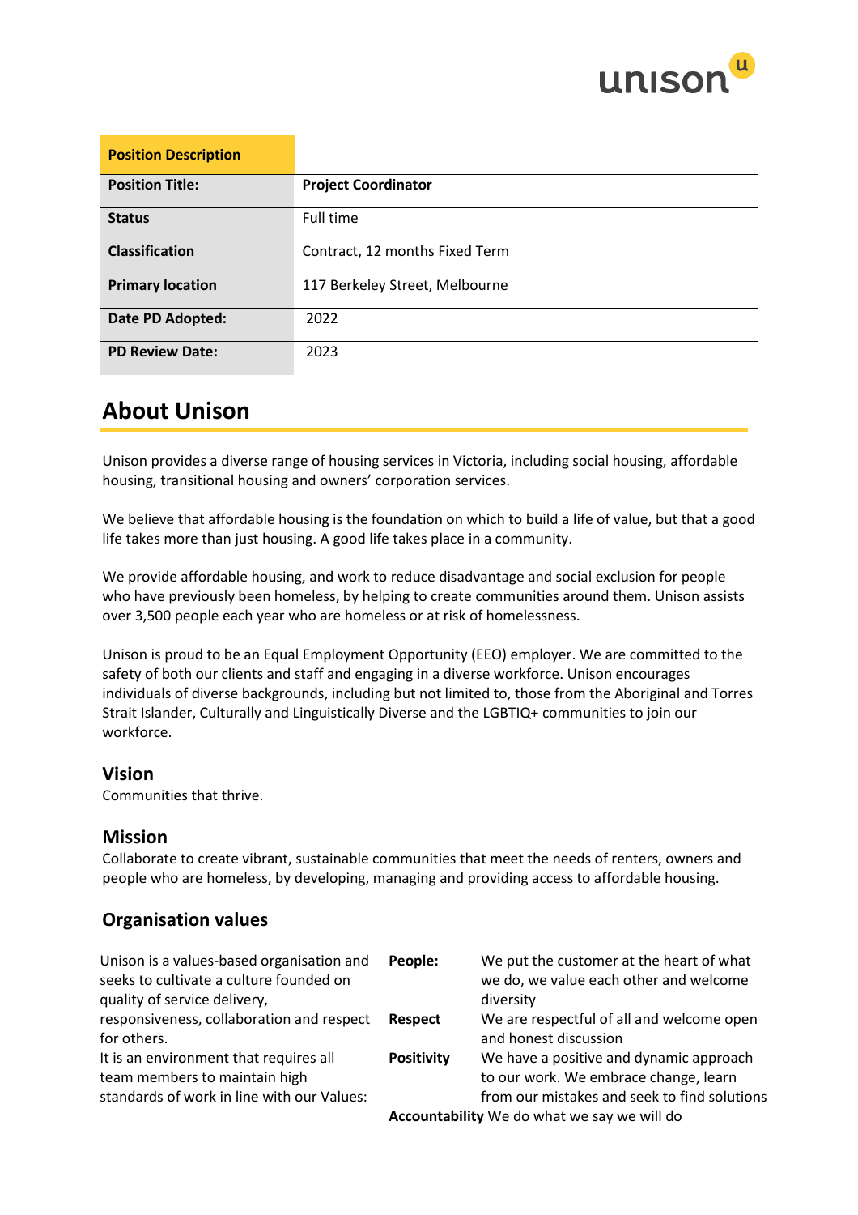| Position Description | |
|---|---|
| **Position Title:** | **Project Coordinator** |
| **Status** | Full time |
| **Classification** | Contract, 12 months Fixed Term |
| **Primary location** | 117 Berkeley Street, Melbourne |
| **Date PD Adopted:** | 2022 |
| **PD Review Date:** | 2023 |

# About Unison

Unison provides a diverse range of housing services in Victoria, including social housing, affordable housing, transitional housing and owners' corporation services.

We believe that affordable housing is the foundation on which to build a life of value, but that a good life takes more than just housing. A good life takes place in a community.

We provide affordable housing, and work to reduce disadvantage and social exclusion for people who have previously been homeless, by helping to create communities around them. Unison assists over 3,500 people each year who are homeless or at risk of homelessness.

Unison is proud to be an Equal Employment Opportunity (EEO) employer. We are committed to the safety of both our clients and staff and engaging in a diverse workforce. Unison encourages individuals of diverse backgrounds, including but not limited to, those from the Aboriginal and Torres Strait Islander, Culturally and Linguistically Diverse and the LGBTIQ+ communities to join our workforce.

## Vision

Communities that thrive.

## Mission

Collaborate to create vibrant, sustainable communities that meet the needs of renters, owners and people who are homeless, by developing, managing and providing access to affordable housing.

## Organisation values

Unison is a values-based organisation and seeks to cultivate a culture founded on quality of service delivery, responsiveness, collaboration and respect for others.
It is an environment that requires all team members to maintain high standards of work in line with our Values:

- **People:** We put the customer at the heart of what we do, we value each other and welcome diversity
- **Respect** We are respectful of all and welcome open and honest discussion
- **Positivity** We have a positive and dynamic approach to our work. We embrace change, learn from our mistakes and seek to find solutions
- **Accountability** We do what we say we will do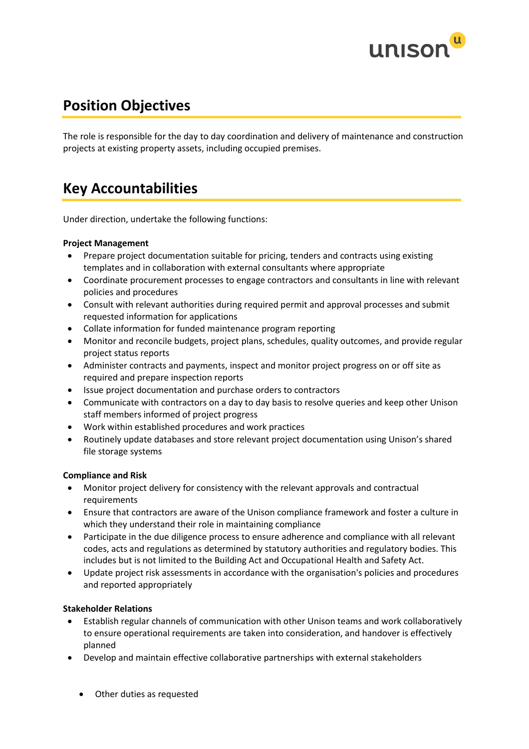## Position Objectives

The role is responsible for the day to day coordination and delivery of maintenance and construction projects at existing property assets, including occupied premises.

## Key Accountabilities

Under direction, undertake the following functions:

**Project Management**

- Prepare project documentation suitable for pricing, tenders and contracts using existing templates and in collaboration with external consultants where appropriate
- Coordinate procurement processes to engage contractors and consultants in line with relevant policies and procedures
- Consult with relevant authorities during required permit and approval processes and submit requested information for applications
- Collate information for funded maintenance program reporting
- Monitor and reconcile budgets, project plans, schedules, quality outcomes, and provide regular project status reports
- Administer contracts and payments, inspect and monitor project progress on or off site as required and prepare inspection reports
- Issue project documentation and purchase orders to contractors
- Communicate with contractors on a day to day basis to resolve queries and keep other Unison staff members informed of project progress
- Work within established procedures and work practices
- Routinely update databases and store relevant project documentation using Unison's shared file storage systems

**Compliance and Risk**

- Monitor project delivery for consistency with the relevant approvals and contractual requirements
- Ensure that contractors are aware of the Unison compliance framework and foster a culture in which they understand their role in maintaining compliance
- Participate in the due diligence process to ensure adherence and compliance with all relevant codes, acts and regulations as determined by statutory authorities and regulatory bodies. This includes but is not limited to the Building Act and Occupational Health and Safety Act.
- Update project risk assessments in accordance with the organisation's policies and procedures and reported appropriately

**Stakeholder Relations**

- Establish regular channels of communication with other Unison teams and work collaboratively to ensure operational requirements are taken into consideration, and handover is effectively planned
- Develop and maintain effective collaborative partnerships with external stakeholders

- Other duties as requested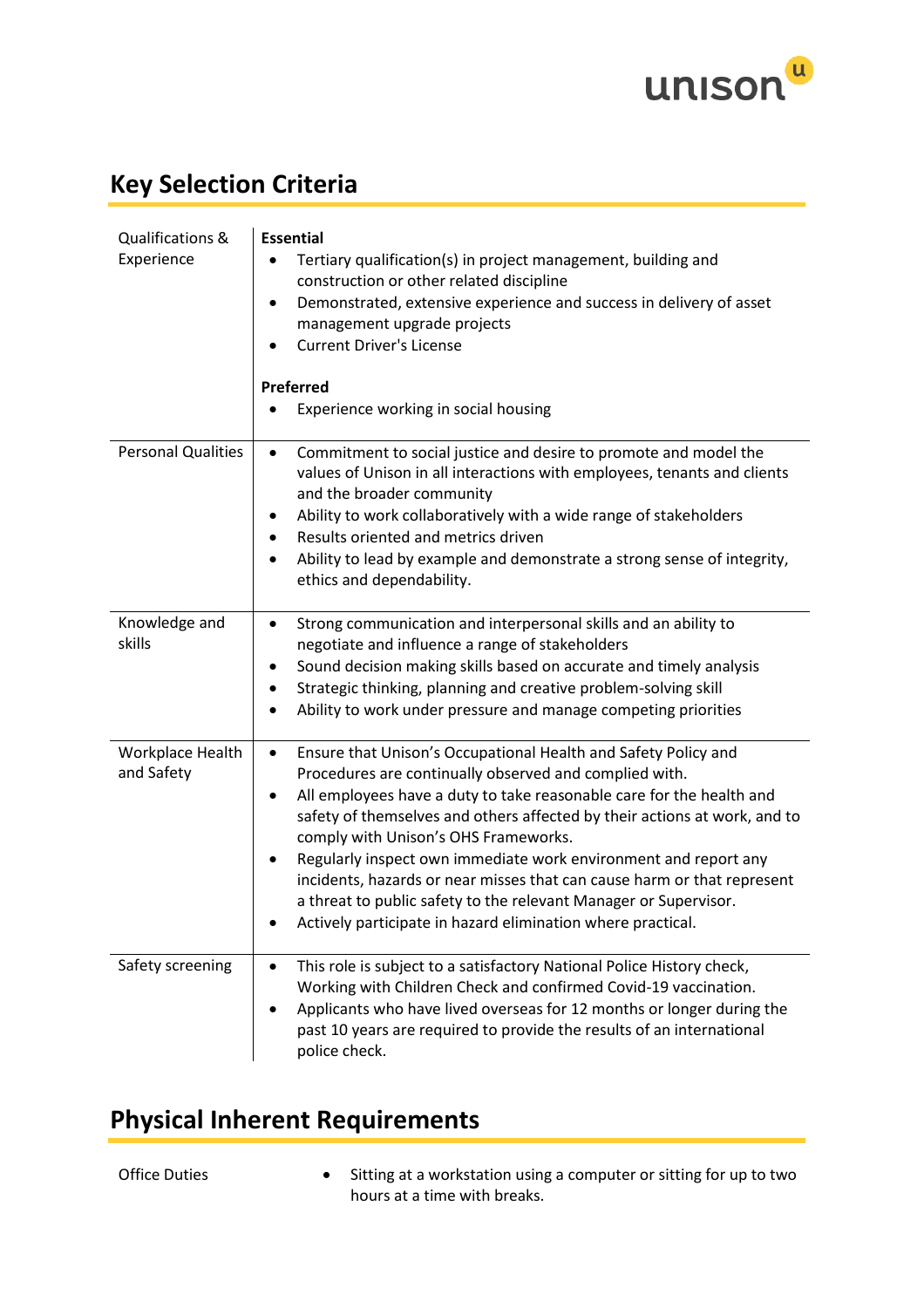## Key Selection Criteria

| | |
|---|---|
| Qualifications & Experience | **Essential**<br>• Tertiary qualification(s) in project management, building and construction or other related discipline<br>• Demonstrated, extensive experience and success in delivery of asset management upgrade projects<br>• Current Driver's License<br><br>**Preferred**<br>• Experience working in social housing |
| Personal Qualities | • Commitment to social justice and desire to promote and model the values of Unison in all interactions with employees, tenants and clients and the broader community<br>• Ability to work collaboratively with a wide range of stakeholders<br>• Results oriented and metrics driven<br>• Ability to lead by example and demonstrate a strong sense of integrity, ethics and dependability. |
| Knowledge and skills | • Strong communication and interpersonal skills and an ability to negotiate and influence a range of stakeholders<br>• Sound decision making skills based on accurate and timely analysis<br>• Strategic thinking, planning and creative problem-solving skill<br>• Ability to work under pressure and manage competing priorities |
| Workplace Health and Safety | • Ensure that Unison's Occupational Health and Safety Policy and Procedures are continually observed and complied with.<br>• All employees have a duty to take reasonable care for the health and safety of themselves and others affected by their actions at work, and to comply with Unison's OHS Frameworks.<br>• Regularly inspect own immediate work environment and report any incidents, hazards or near misses that can cause harm or that represent a threat to public safety to the relevant Manager or Supervisor.<br>• Actively participate in hazard elimination where practical. |
| Safety screening | • This role is subject to a satisfactory National Police History check, Working with Children Check and confirmed Covid-19 vaccination.<br>• Applicants who have lived overseas for 12 months or longer during the past 10 years are required to provide the results of an international police check. |

## Physical Inherent Requirements

| | |
|---|---|
| Office Duties | • Sitting at a workstation using a computer or sitting for up to two hours at a time with breaks. |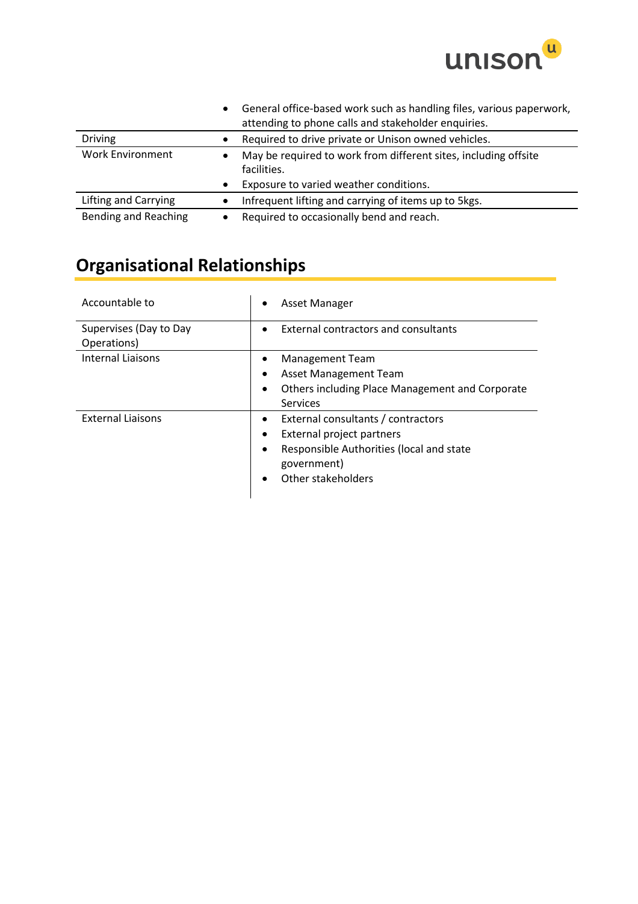| | |
|---|---|
| | • General office-based work such as handling files, various paperwork, attending to phone calls and stakeholder enquiries. |
| Driving | • Required to drive private or Unison owned vehicles. |
| Work Environment | • May be required to work from different sites, including offsite facilities.<br>• Exposure to varied weather conditions. |
| Lifting and Carrying | • Infrequent lifting and carrying of items up to 5kgs. |
| Bending and Reaching | • Required to occasionally bend and reach. |

## Organisational Relationships

| | |
|---|---|
| Accountable to | • Asset Manager |
| Supervises (Day to Day Operations) | • External contractors and consultants |
| Internal Liaisons | • Management Team<br>• Asset Management Team<br>• Others including Place Management and Corporate Services |
| External Liaisons | • External consultants / contractors<br>• External project partners<br>• Responsible Authorities (local and state government)<br>• Other stakeholders |